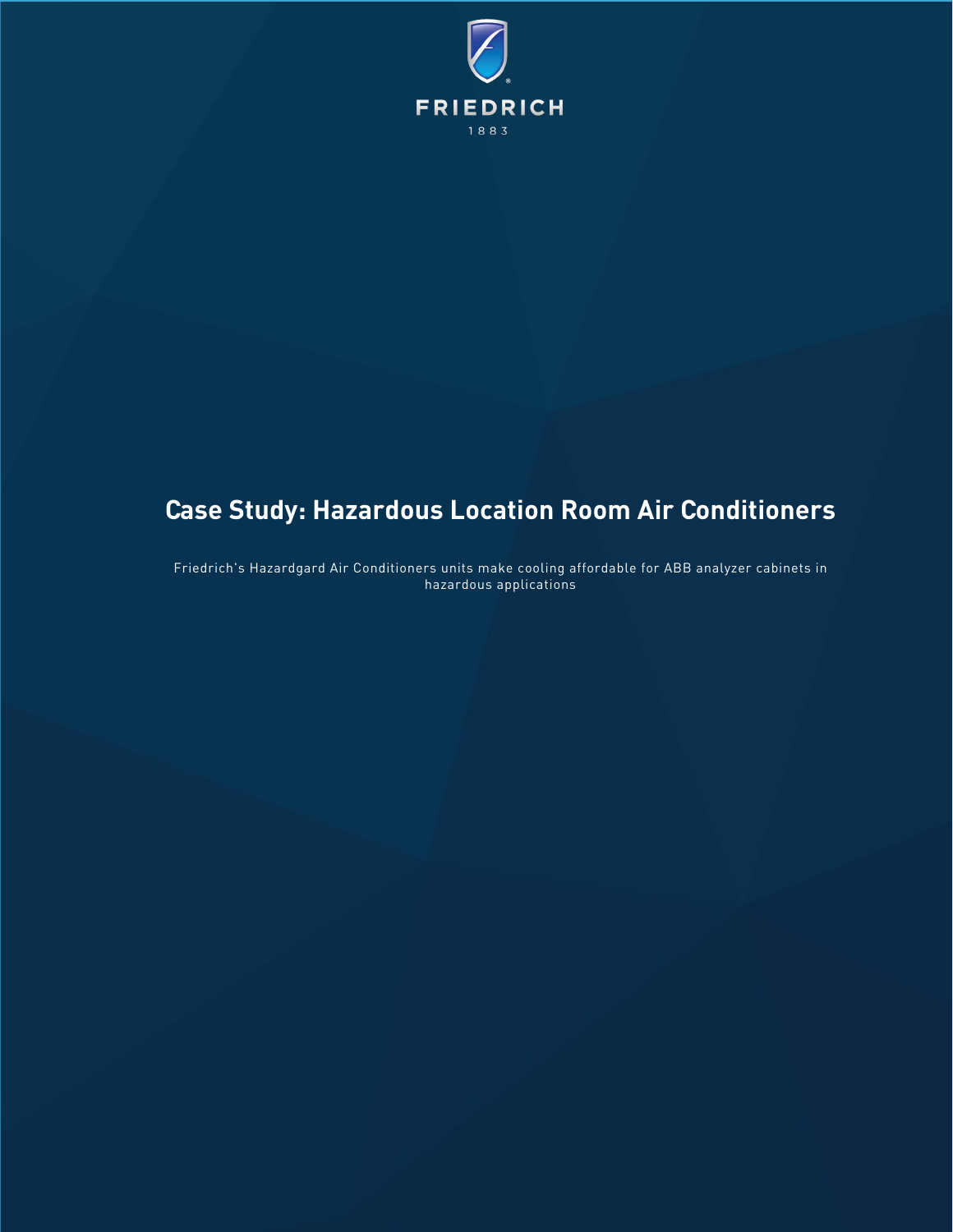FRIEDRICH

1883

# Case Study: Hazardous Location Room Air Conditioners

Friedrich's Hazardgard Air Conditioners units make cooling affordable for ABB analyzer cabinets in hazardous applications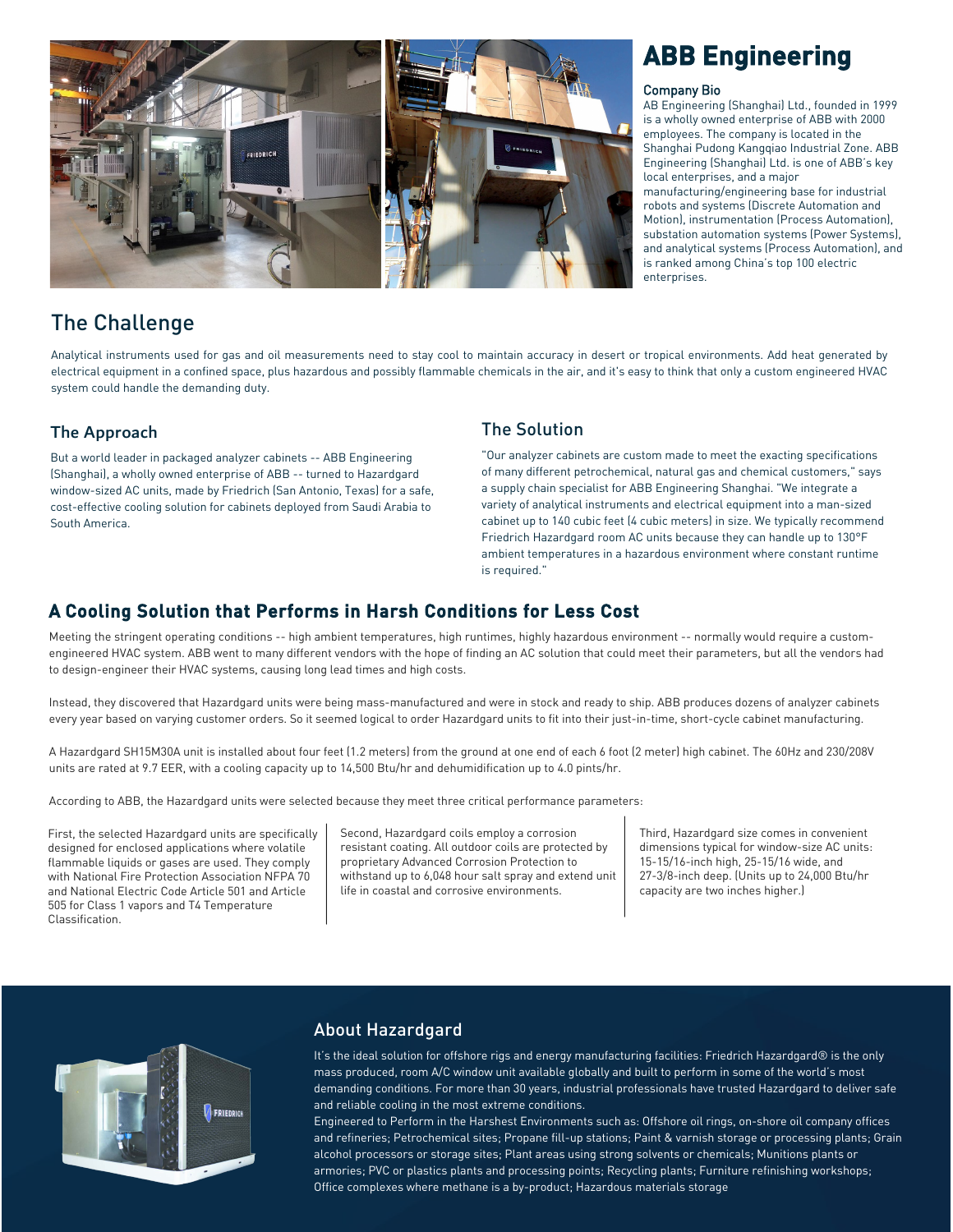# ABB Engineering

### Company Bio

AB Engineering (Shanghai) Ltd., founded in 1999 is a wholly owned enterprise of ABB with 2000 employees. The company is located in the Shanghai Pudong Kangqiao Industrial Zone. ABB Engineering (Shanghai) Ltd. is one of ABB's key local enterprises, and a major manufacturing/engineering base for industrial robots and systems (Discrete Automation and Motion), instrumentation (Process Automation), substation automation systems (Power Systems), and analytical systems (Process Automation), and is ranked among China's top 100 electric enterprises.

## The Challenge

Analytical instruments used for gas and oil measurements need to stay cool to maintain accuracy in desert or tropical environments. Add heat generated by electrical equipment in a confined space, plus hazardous and possibly flammable chemicals in the air, and it's easy to think that only a custom engineered HVAC system could handle the demanding duty.

### The Approach

But a world leader in packaged analyzer cabinets -- ABB Engineering (Shanghai), a wholly owned enterprise of ABB -- turned to Hazardgard window-sized AC units, made by Friedrich (San Antonio, Texas) for a safe, cost-effective cooling solution for cabinets deployed from Saudi Arabia to South America.

### The Solution

"Our analyzer cabinets are custom made to meet the exacting specifications of many different petrochemical, natural gas and chemical customers," says a supply chain specialist for ABB Engineering Shanghai. "We integrate a variety of analytical instruments and electrical equipment into a man-sized cabinet up to 140 cubic feet (4 cubic meters) in size. We typically recommend Friedrich Hazardgard room AC units because they can handle up to 130°F ambient temperatures in a hazardous environment where constant runtime is required."

## A Cooling Solution that Performs in Harsh Conditions for Less Cost

Meeting the stringent operating conditions -- high ambient temperatures, high runtimes, highly hazardous environment -- normally would require a custom-engineered HVAC system. ABB went to many different vendors with the hope of finding an AC solution that could meet their parameters, but all the vendors had to design-engineer their HVAC systems, causing long lead times and high costs.

Instead, they discovered that Hazardgard units were being mass-manufactured and were in stock and ready to ship. ABB produces dozens of analyzer cabinets every year based on varying customer orders. So it seemed logical to order Hazardgard units to fit into their just-in-time, short-cycle cabinet manufacturing.

A Hazardgard SH15M30A unit is installed about four feet (1.2 meters) from the ground at one end of each 6 foot (2 meter) high cabinet. The 60Hz and 230/208V units are rated at 9.7 EER, with a cooling capacity up to 14,500 Btu/hr and dehumidification up to 4.0 pints/hr.

According to ABB, the Hazardgard units were selected because they meet three critical performance parameters:

First, the selected Hazardgard units are specifically designed for enclosed applications where volatile flammable liquids or gases are used. They comply with National Fire Protection Association NFPA 70 and National Electric Code Article 501 and Article 505 for Class 1 vapors and T4 Temperature Classification.

Second, Hazardgard coils employ a corrosion resistant coating. All outdoor coils are protected by proprietary Advanced Corrosion Protection to withstand up to 6,048 hour salt spray and extend unit life in coastal and corrosive environments.

Third, Hazardgard size comes in convenient dimensions typical for window-size AC units: 15-15/16-inch high, 25-15/16 wide, and 27-3/8-inch deep. (Units up to 24,000 Btu/hr capacity are two inches higher.)

## About Hazardgard

It's the ideal solution for offshore rigs and energy manufacturing facilities: Friedrich Hazardgard® is the only mass produced, room A/C window unit available globally and built to perform in some of the world's most demanding conditions. For more than 30 years, industrial professionals have trusted Hazardgard to deliver safe and reliable cooling in the most extreme conditions.

Engineered to Perform in the Harshest Environments such as: Offshore oil rings, on-shore oil company offices and refineries; Petrochemical sites; Propane fill-up stations; Paint & varnish storage or processing plants; Grain alcohol processors or storage sites; Plant areas using strong solvents or chemicals; Munitions plants or armories; PVC or plastics plants and processing points; Recycling plants; Furniture refinishing workshops; Office complexes where methane is a by-product; Hazardous materials storage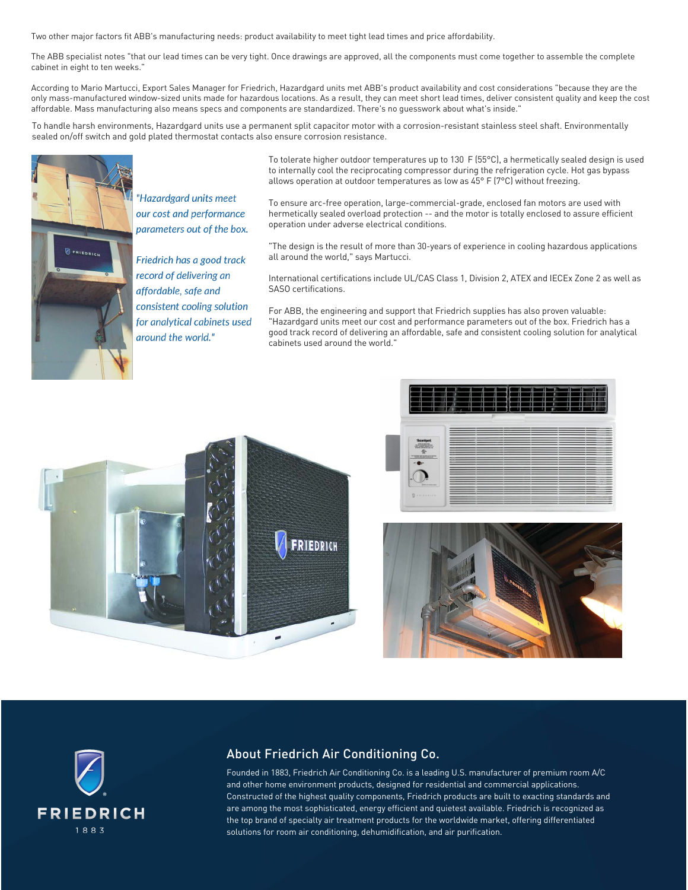Two other major factors fit ABB's manufacturing needs: product availability to meet tight lead times and price affordability.

The ABB specialist notes "that our lead times can be very tight. Once drawings are approved, all the components must come together to assemble the complete cabinet in eight to ten weeks."

According to Mario Martucci, Export Sales Manager for Friedrich, Hazardgard units met ABB's product availability and cost considerations "because they are the only mass-manufactured window-sized units made for hazardous locations. As a result, they can meet short lead times, deliver consistent quality and keep the cost affordable. Mass manufacturing also means specs and components are standardized. There's no guesswork about what's inside."

To handle harsh environments, Hazardgard units use a permanent split capacitor motor with a corrosion-resistant stainless steel shaft. Environmentally sealed on/off switch and gold plated thermostat contacts also ensure corrosion resistance.

*"Hazardgard units meet our cost and performance parameters out of the box.*

*Friedrich has a good track record of delivering an affordable, safe and consistent cooling solution for analytical cabinets used around the world."*

To tolerate higher outdoor temperatures up to 130 F (55°C), a hermetically sealed design is used to internally cool the reciprocating compressor during the refrigeration cycle. Hot gas bypass allows operation at outdoor temperatures as low as 45° F (7°C) without freezing.

To ensure arc-free operation, large-commercial-grade, enclosed fan motors are used with hermetically sealed overload protection -- and the motor is totally enclosed to assure efficient operation under adverse electrical conditions.

"The design is the result of more than 30-years of experience in cooling hazardous applications all around the world," says Martucci.

International certifications include UL/CAS Class 1, Division 2, ATEX and IECEx Zone 2 as well as SASO certifications.

For ABB, the engineering and support that Friedrich supplies has also proven valuable: "Hazardgard units meet our cost and performance parameters out of the box. Friedrich has a good track record of delivering an affordable, safe and consistent cooling solution for analytical cabinets used around the world."

FRIEDRICH
1883

## About Friedrich Air Conditioning Co.

Founded in 1883, Friedrich Air Conditioning Co. is a leading U.S. manufacturer of premium room A/C and other home environment products, designed for residential and commercial applications. Constructed of the highest quality components, Friedrich products are built to exacting standards and are among the most sophisticated, energy efficient and quietest available. Friedrich is recognized as the top brand of specialty air treatment products for the worldwide market, offering differentiated solutions for room air conditioning, dehumidification, and air purification.